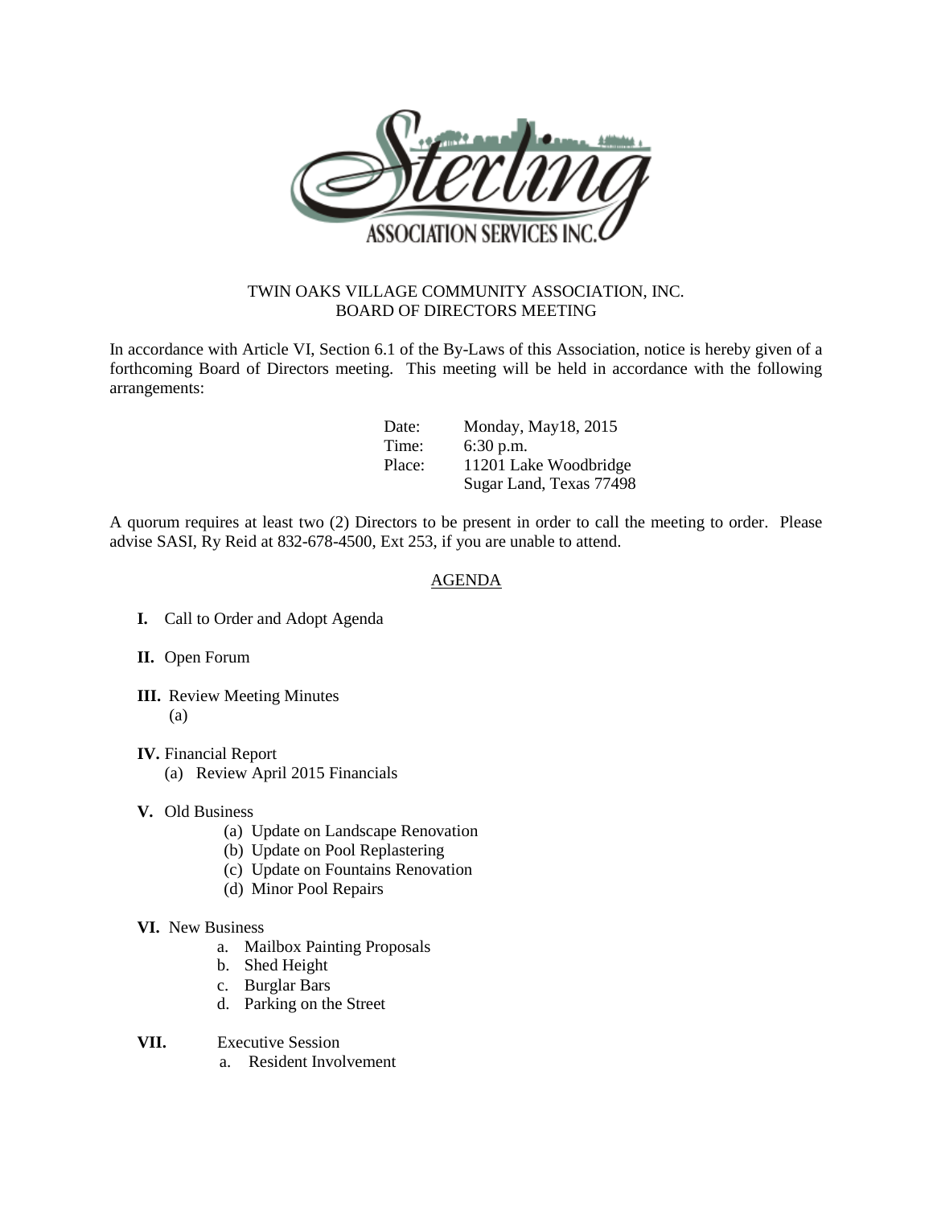Sterling ASSOCIATION SERVICES INC.

TWIN OAKS VILLAGE COMMUNITY ASSOCIATION, INC.
BOARD OF DIRECTORS MEETING

In accordance with Article VI, Section 6.1 of the By-Laws of this Association, notice is hereby given of a forthcoming Board of Directors meeting. This meeting will be held in accordance with the following arrangements:

Date: Monday, May18, 2015
Time: 6:30 p.m.
Place: 11201 Lake Woodbridge
Sugar Land, Texas 77498

A quorum requires at least two (2) Directors to be present in order to call the meeting to order. Please advise SASI, Ry Reid at 832-678-4500, Ext 253, if you are unable to attend.

AGENDA

**I.** Call to Order and Adopt Agenda

**II.** Open Forum

**III.** Review Meeting Minutes
(a)

**IV.** Financial Report
(a) Review April 2015 Financials

**V.** Old Business
(a) Update on Landscape Renovation
(b) Update on Pool Replastering
(c) Update on Fountains Renovation
(d) Minor Pool Repairs

**VI.** New Business
a. Mailbox Painting Proposals
b. Shed Height
c. Burglar Bars
d. Parking on the Street

**VII.** Executive Session
a. Resident Involvement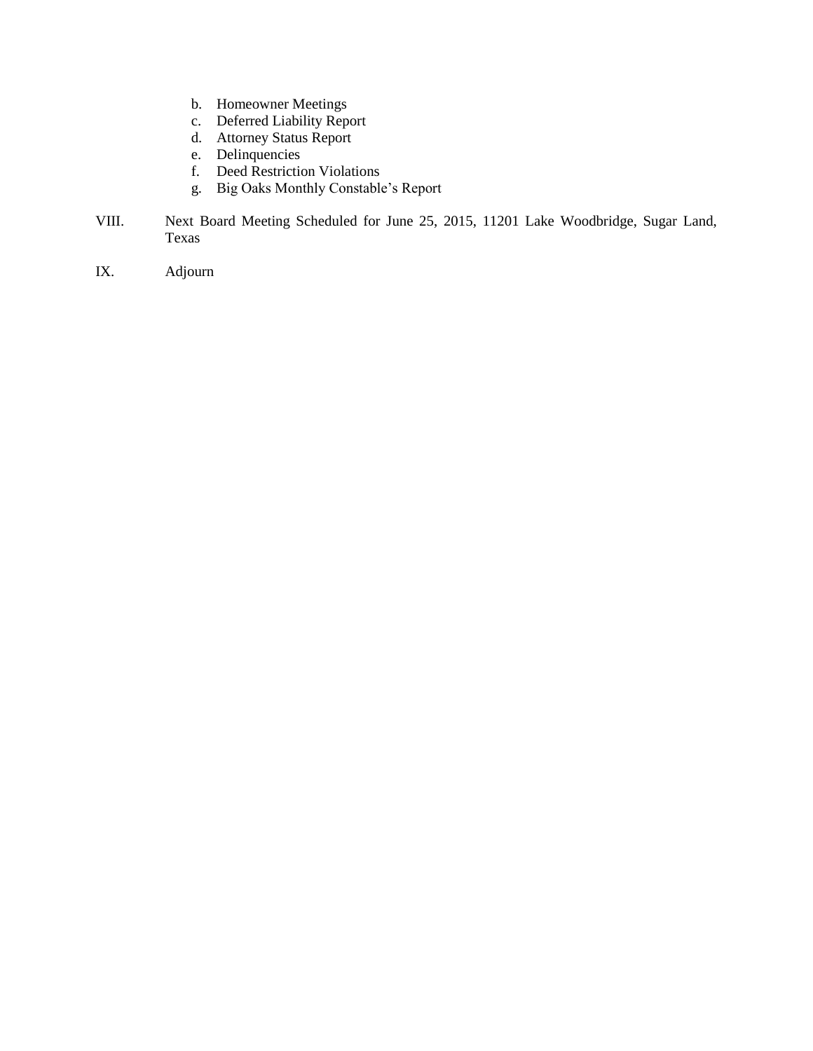b. Homeowner Meetings
   c. Deferred Liability Report
   d. Attorney Status Report
   e. Delinquencies
   f. Deed Restriction Violations
   g. Big Oaks Monthly Constable's Report

VIII. Next Board Meeting Scheduled for June 25, 2015, 11201 Lake Woodbridge, Sugar Land, Texas

IX. Adjourn